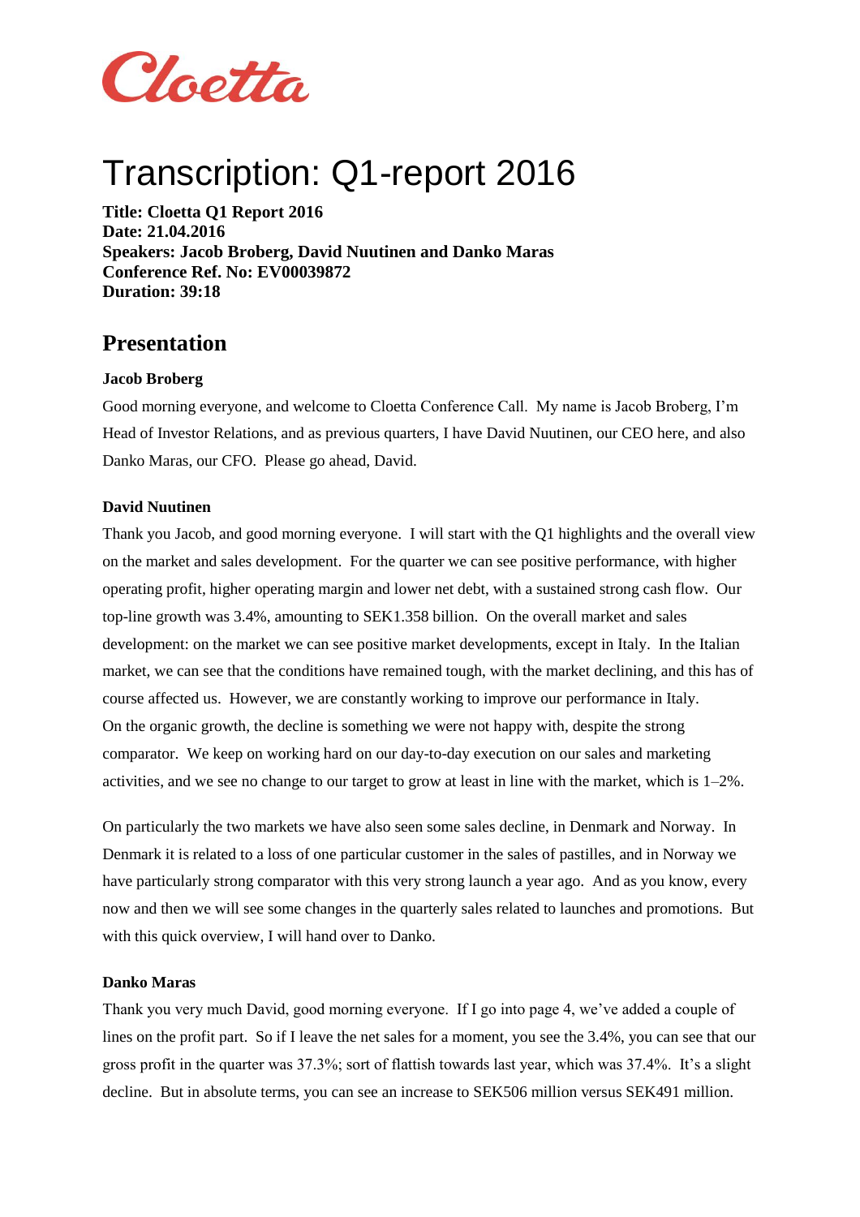Cloetta

# Transcription: Q1-report 2016

**Title: Cloetta Q1 Report 2016**
**Date: 21.04.2016**
**Speakers: Jacob Broberg, David Nuutinen and Danko Maras**
**Conference Ref. No: EV00039872**
**Duration: 39:18**

## Presentation

**Jacob Broberg**

Good morning everyone, and welcome to Cloetta Conference Call. My name is Jacob Broberg, I'm Head of Investor Relations, and as previous quarters, I have David Nuutinen, our CEO here, and also Danko Maras, our CFO. Please go ahead, David.

**David Nuutinen**

Thank you Jacob, and good morning everyone. I will start with the Q1 highlights and the overall view on the market and sales development. For the quarter we can see positive performance, with higher operating profit, higher operating margin and lower net debt, with a sustained strong cash flow. Our top-line growth was 3.4%, amounting to SEK1.358 billion. On the overall market and sales development: on the market we can see positive market developments, except in Italy. In the Italian market, we can see that the conditions have remained tough, with the market declining, and this has of course affected us. However, we are constantly working to improve our performance in Italy. On the organic growth, the decline is something we were not happy with, despite the strong comparator. We keep on working hard on our day-to-day execution on our sales and marketing activities, and we see no change to our target to grow at least in line with the market, which is 1–2%.

On particularly the two markets we have also seen some sales decline, in Denmark and Norway. In Denmark it is related to a loss of one particular customer in the sales of pastilles, and in Norway we have particularly strong comparator with this very strong launch a year ago. And as you know, every now and then we will see some changes in the quarterly sales related to launches and promotions. But with this quick overview, I will hand over to Danko.

**Danko Maras**

Thank you very much David, good morning everyone. If I go into page 4, we've added a couple of lines on the profit part. So if I leave the net sales for a moment, you see the 3.4%, you can see that our gross profit in the quarter was 37.3%; sort of flattish towards last year, which was 37.4%. It's a slight decline. But in absolute terms, you can see an increase to SEK506 million versus SEK491 million.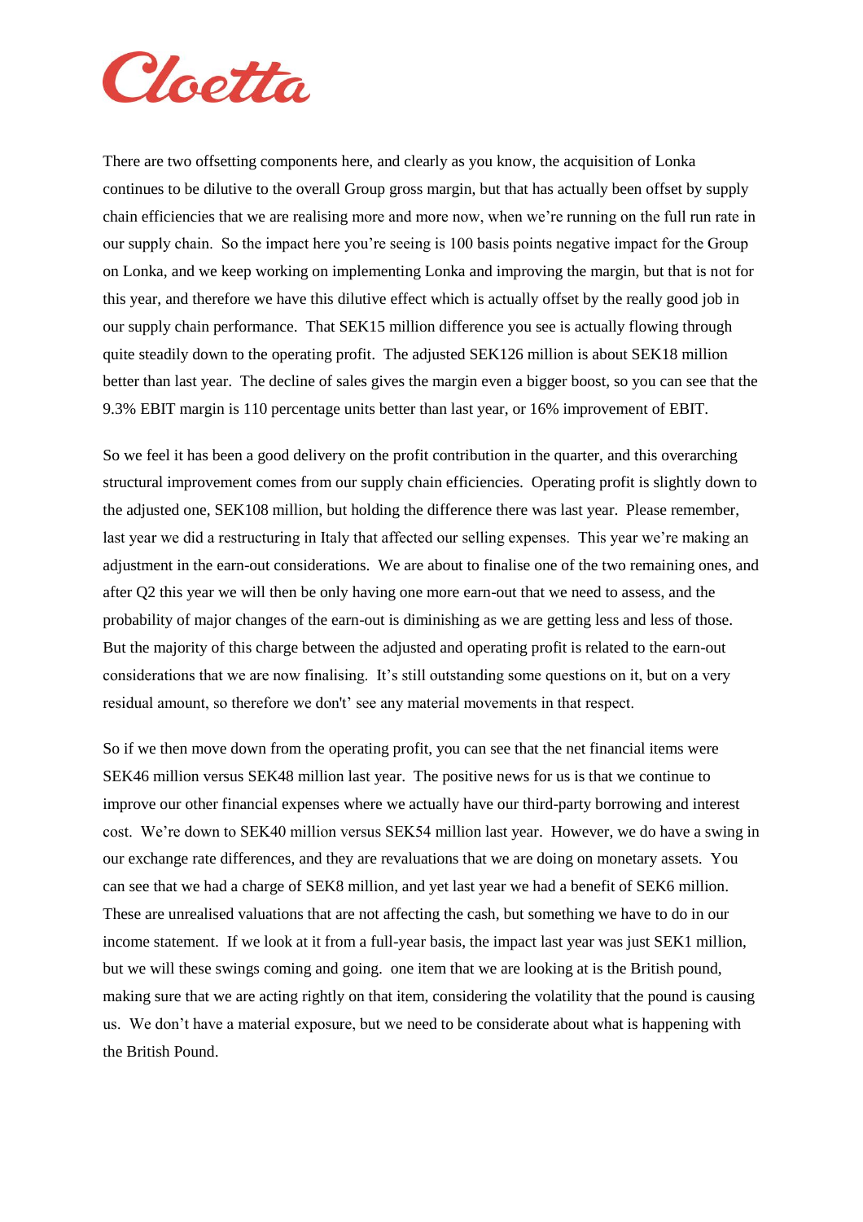There are two offsetting components here, and clearly as you know, the acquisition of Lonka continues to be dilutive to the overall Group gross margin, but that has actually been offset by supply chain efficiencies that we are realising more and more now, when we're running on the full run rate in our supply chain. So the impact here you're seeing is 100 basis points negative impact for the Group on Lonka, and we keep working on implementing Lonka and improving the margin, but that is not for this year, and therefore we have this dilutive effect which is actually offset by the really good job in our supply chain performance. That SEK15 million difference you see is actually flowing through quite steadily down to the operating profit. The adjusted SEK126 million is about SEK18 million better than last year. The decline of sales gives the margin even a bigger boost, so you can see that the 9.3% EBIT margin is 110 percentage units better than last year, or 16% improvement of EBIT.

So we feel it has been a good delivery on the profit contribution in the quarter, and this overarching structural improvement comes from our supply chain efficiencies. Operating profit is slightly down to the adjusted one, SEK108 million, but holding the difference there was last year. Please remember, last year we did a restructuring in Italy that affected our selling expenses. This year we're making an adjustment in the earn-out considerations. We are about to finalise one of the two remaining ones, and after Q2 this year we will then be only having one more earn-out that we need to assess, and the probability of major changes of the earn-out is diminishing as we are getting less and less of those. But the majority of this charge between the adjusted and operating profit is related to the earn-out considerations that we are now finalising. It's still outstanding some questions on it, but on a very residual amount, so therefore we don't' see any material movements in that respect.

So if we then move down from the operating profit, you can see that the net financial items were SEK46 million versus SEK48 million last year. The positive news for us is that we continue to improve our other financial expenses where we actually have our third-party borrowing and interest cost. We're down to SEK40 million versus SEK54 million last year. However, we do have a swing in our exchange rate differences, and they are revaluations that we are doing on monetary assets. You can see that we had a charge of SEK8 million, and yet last year we had a benefit of SEK6 million. These are unrealised valuations that are not affecting the cash, but something we have to do in our income statement. If we look at it from a full-year basis, the impact last year was just SEK1 million, but we will these swings coming and going. one item that we are looking at is the British pound, making sure that we are acting rightly on that item, considering the volatility that the pound is causing us. We don't have a material exposure, but we need to be considerate about what is happening with the British Pound.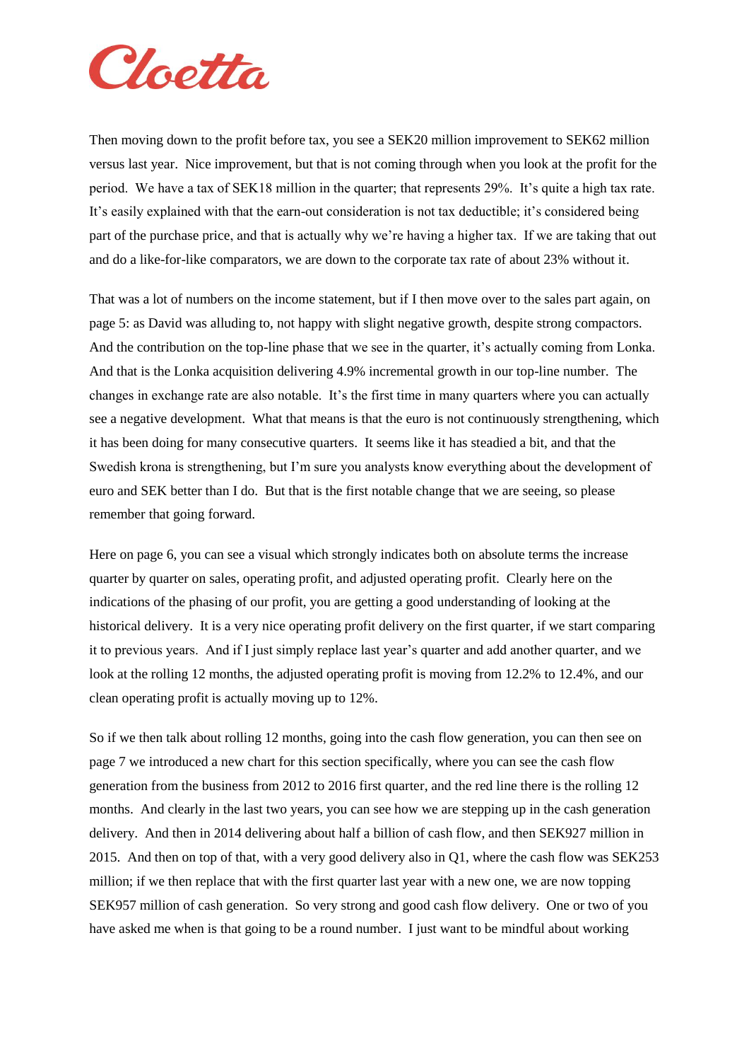Then moving down to the profit before tax, you see a SEK20 million improvement to SEK62 million versus last year. Nice improvement, but that is not coming through when you look at the profit for the period. We have a tax of SEK18 million in the quarter; that represents 29%. It's quite a high tax rate. It's easily explained with that the earn-out consideration is not tax deductible; it's considered being part of the purchase price, and that is actually why we're having a higher tax. If we are taking that out and do a like-for-like comparators, we are down to the corporate tax rate of about 23% without it.

That was a lot of numbers on the income statement, but if I then move over to the sales part again, on page 5: as David was alluding to, not happy with slight negative growth, despite strong compactors. And the contribution on the top-line phase that we see in the quarter, it's actually coming from Lonka. And that is the Lonka acquisition delivering 4.9% incremental growth in our top-line number. The changes in exchange rate are also notable. It's the first time in many quarters where you can actually see a negative development. What that means is that the euro is not continuously strengthening, which it has been doing for many consecutive quarters. It seems like it has steadied a bit, and that the Swedish krona is strengthening, but I'm sure you analysts know everything about the development of euro and SEK better than I do. But that is the first notable change that we are seeing, so please remember that going forward.

Here on page 6, you can see a visual which strongly indicates both on absolute terms the increase quarter by quarter on sales, operating profit, and adjusted operating profit. Clearly here on the indications of the phasing of our profit, you are getting a good understanding of looking at the historical delivery. It is a very nice operating profit delivery on the first quarter, if we start comparing it to previous years. And if I just simply replace last year's quarter and add another quarter, and we look at the rolling 12 months, the adjusted operating profit is moving from 12.2% to 12.4%, and our clean operating profit is actually moving up to 12%.

So if we then talk about rolling 12 months, going into the cash flow generation, you can then see on page 7 we introduced a new chart for this section specifically, where you can see the cash flow generation from the business from 2012 to 2016 first quarter, and the red line there is the rolling 12 months. And clearly in the last two years, you can see how we are stepping up in the cash generation delivery. And then in 2014 delivering about half a billion of cash flow, and then SEK927 million in 2015. And then on top of that, with a very good delivery also in Q1, where the cash flow was SEK253 million; if we then replace that with the first quarter last year with a new one, we are now topping SEK957 million of cash generation. So very strong and good cash flow delivery. One or two of you have asked me when is that going to be a round number. I just want to be mindful about working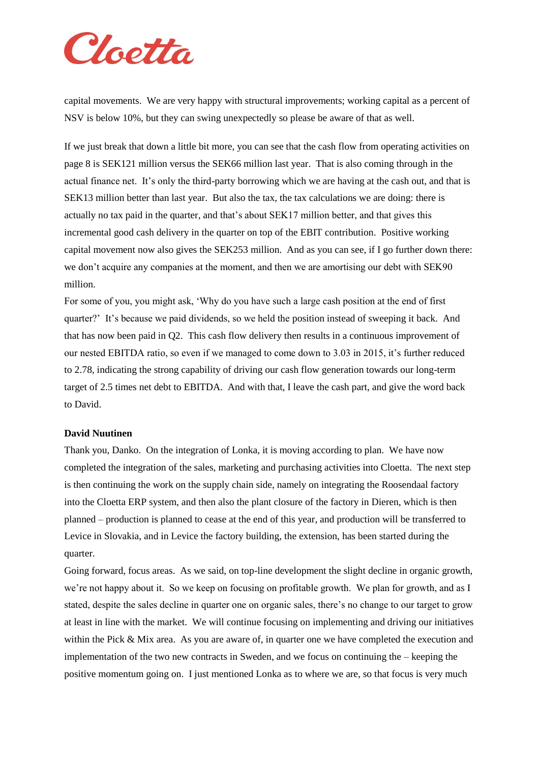capital movements. We are very happy with structural improvements; working capital as a percent of NSV is below 10%, but they can swing unexpectedly so please be aware of that as well.

If we just break that down a little bit more, you can see that the cash flow from operating activities on page 8 is SEK121 million versus the SEK66 million last year. That is also coming through in the actual finance net. It's only the third-party borrowing which we are having at the cash out, and that is SEK13 million better than last year. But also the tax, the tax calculations we are doing: there is actually no tax paid in the quarter, and that's about SEK17 million better, and that gives this incremental good cash delivery in the quarter on top of the EBIT contribution. Positive working capital movement now also gives the SEK253 million. And as you can see, if I go further down there: we don't acquire any companies at the moment, and then we are amortising our debt with SEK90 million.

For some of you, you might ask, 'Why do you have such a large cash position at the end of first quarter?' It's because we paid dividends, so we held the position instead of sweeping it back. And that has now been paid in Q2. This cash flow delivery then results in a continuous improvement of our nested EBITDA ratio, so even if we managed to come down to 3.03 in 2015, it's further reduced to 2.78, indicating the strong capability of driving our cash flow generation towards our long-term target of 2.5 times net debt to EBITDA. And with that, I leave the cash part, and give the word back to David.

**David Nuutinen**

Thank you, Danko. On the integration of Lonka, it is moving according to plan. We have now completed the integration of the sales, marketing and purchasing activities into Cloetta. The next step is then continuing the work on the supply chain side, namely on integrating the Roosendaal factory into the Cloetta ERP system, and then also the plant closure of the factory in Dieren, which is then planned – production is planned to cease at the end of this year, and production will be transferred to Levice in Slovakia, and in Levice the factory building, the extension, has been started during the quarter.

Going forward, focus areas. As we said, on top-line development the slight decline in organic growth, we're not happy about it. So we keep on focusing on profitable growth. We plan for growth, and as I stated, despite the sales decline in quarter one on organic sales, there's no change to our target to grow at least in line with the market. We will continue focusing on implementing and driving our initiatives within the Pick & Mix area. As you are aware of, in quarter one we have completed the execution and implementation of the two new contracts in Sweden, and we focus on continuing the – keeping the positive momentum going on. I just mentioned Lonka as to where we are, so that focus is very much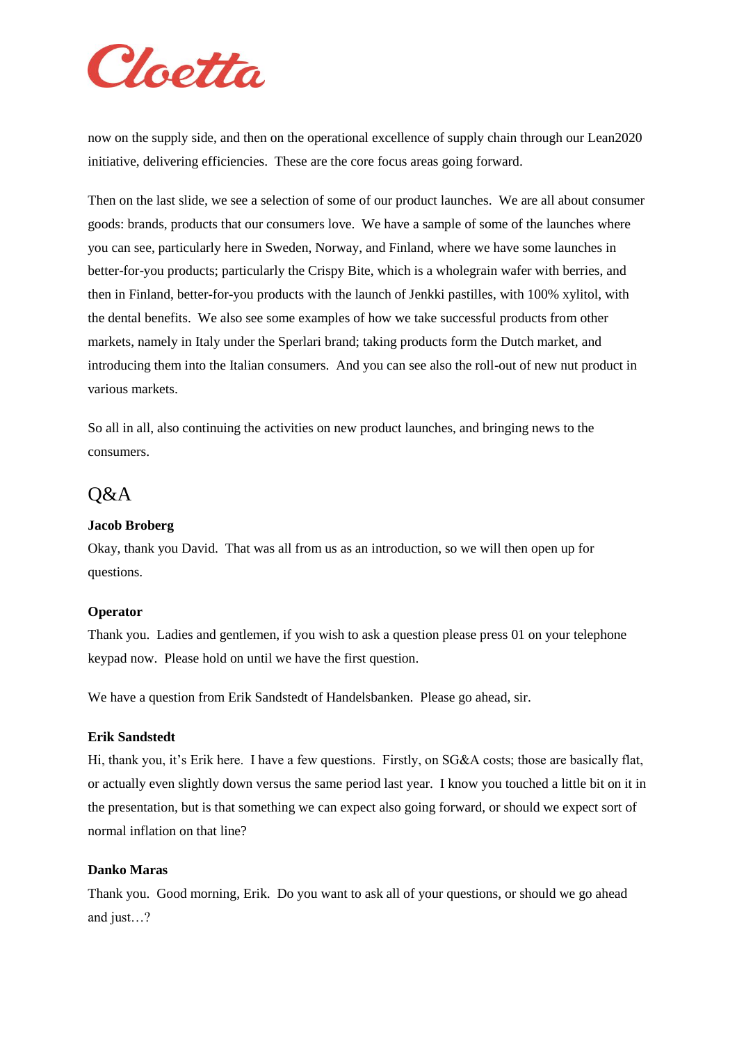now on the supply side, and then on the operational excellence of supply chain through our Lean2020 initiative, delivering efficiencies. These are the core focus areas going forward.

Then on the last slide, we see a selection of some of our product launches. We are all about consumer goods: brands, products that our consumers love. We have a sample of some of the launches where you can see, particularly here in Sweden, Norway, and Finland, where we have some launches in better-for-you products; particularly the Crispy Bite, which is a wholegrain wafer with berries, and then in Finland, better-for-you products with the launch of Jenkki pastilles, with 100% xylitol, with the dental benefits. We also see some examples of how we take successful products from other markets, namely in Italy under the Sperlari brand; taking products form the Dutch market, and introducing them into the Italian consumers. And you can see also the roll-out of new nut product in various markets.

So all in all, also continuing the activities on new product launches, and bringing news to the consumers.

## Q&A

**Jacob Broberg**

Okay, thank you David. That was all from us as an introduction, so we will then open up for questions.

**Operator**

Thank you. Ladies and gentlemen, if you wish to ask a question please press 01 on your telephone keypad now. Please hold on until we have the first question.

We have a question from Erik Sandstedt of Handelsbanken. Please go ahead, sir.

**Erik Sandstedt**

Hi, thank you, it's Erik here. I have a few questions. Firstly, on SG&A costs; those are basically flat, or actually even slightly down versus the same period last year. I know you touched a little bit on it in the presentation, but is that something we can expect also going forward, or should we expect sort of normal inflation on that line?

**Danko Maras**

Thank you. Good morning, Erik. Do you want to ask all of your questions, or should we go ahead and just…?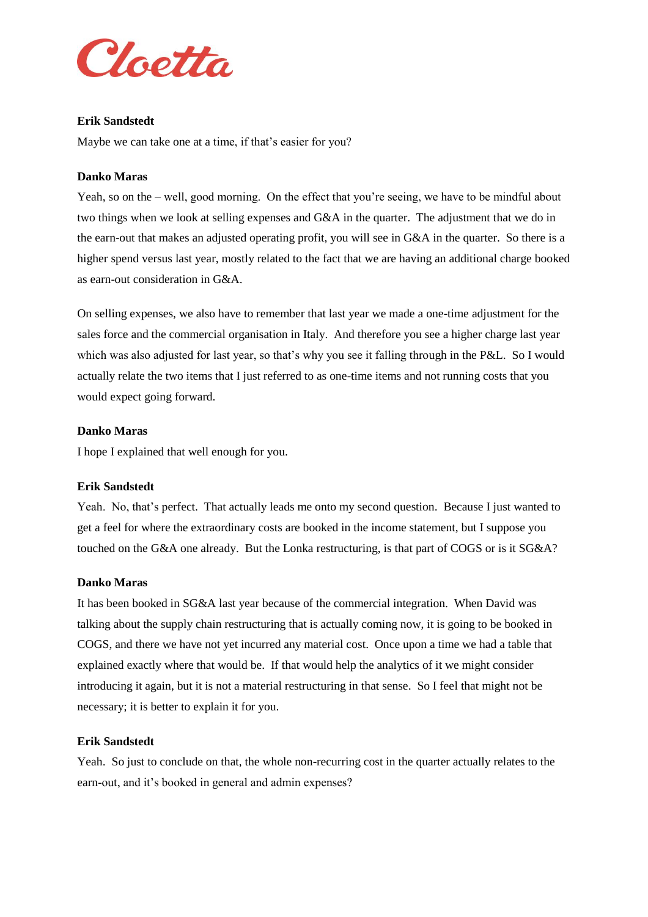**Erik Sandstedt**

Maybe we can take one at a time, if that's easier for you?

**Danko Maras**

Yeah, so on the – well, good morning. On the effect that you're seeing, we have to be mindful about two things when we look at selling expenses and G&A in the quarter. The adjustment that we do in the earn-out that makes an adjusted operating profit, you will see in G&A in the quarter. So there is a higher spend versus last year, mostly related to the fact that we are having an additional charge booked as earn-out consideration in G&A.

On selling expenses, we also have to remember that last year we made a one-time adjustment for the sales force and the commercial organisation in Italy. And therefore you see a higher charge last year which was also adjusted for last year, so that's why you see it falling through in the P&L. So I would actually relate the two items that I just referred to as one-time items and not running costs that you would expect going forward.

**Danko Maras**

I hope I explained that well enough for you.

**Erik Sandstedt**

Yeah. No, that's perfect. That actually leads me onto my second question. Because I just wanted to get a feel for where the extraordinary costs are booked in the income statement, but I suppose you touched on the G&A one already. But the Lonka restructuring, is that part of COGS or is it SG&A?

**Danko Maras**

It has been booked in SG&A last year because of the commercial integration. When David was talking about the supply chain restructuring that is actually coming now, it is going to be booked in COGS, and there we have not yet incurred any material cost. Once upon a time we had a table that explained exactly where that would be. If that would help the analytics of it we might consider introducing it again, but it is not a material restructuring in that sense. So I feel that might not be necessary; it is better to explain it for you.

**Erik Sandstedt**

Yeah. So just to conclude on that, the whole non-recurring cost in the quarter actually relates to the earn-out, and it's booked in general and admin expenses?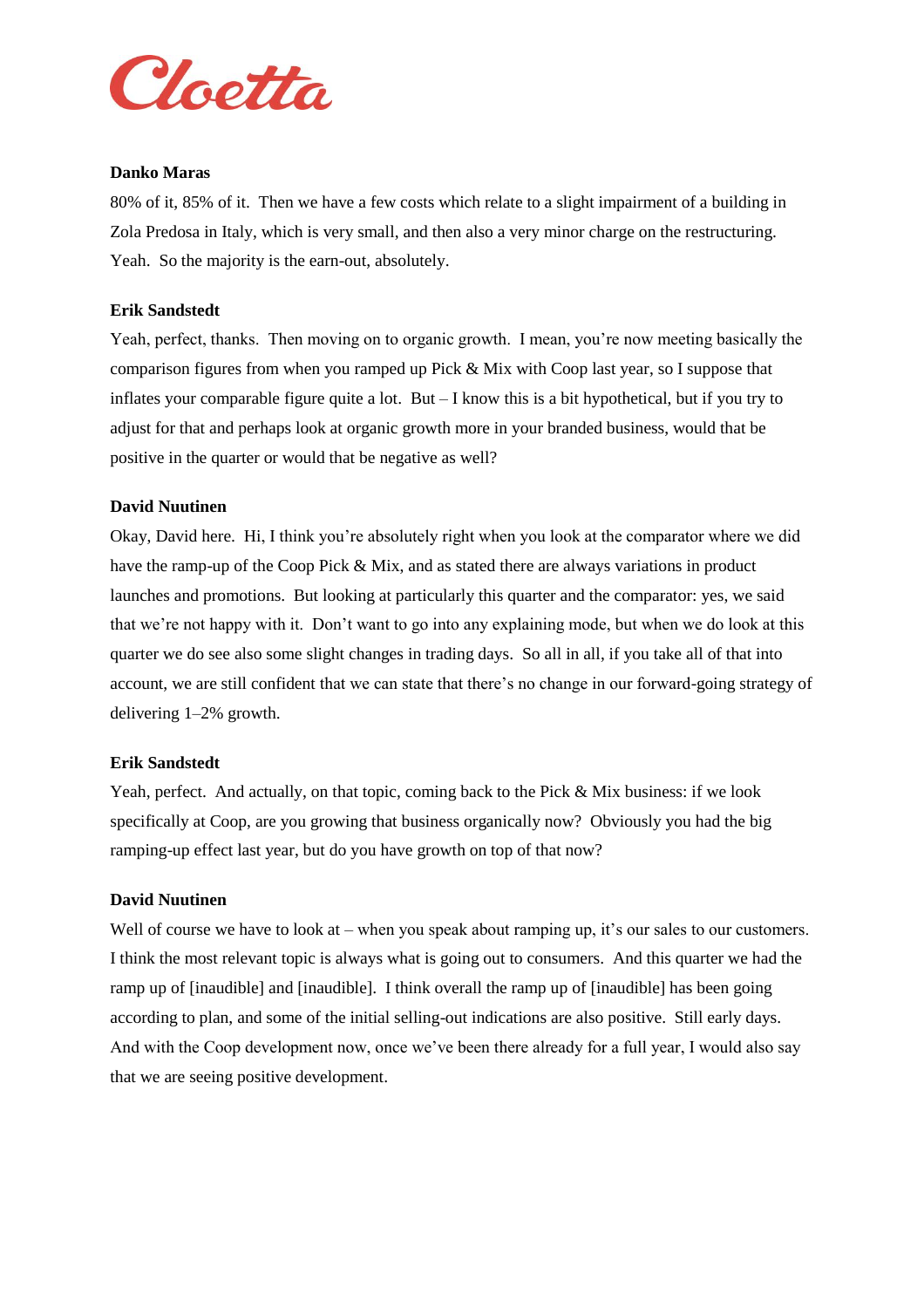**Danko Maras**

80% of it, 85% of it. Then we have a few costs which relate to a slight impairment of a building in Zola Predosa in Italy, which is very small, and then also a very minor charge on the restructuring. Yeah. So the majority is the earn-out, absolutely.

**Erik Sandstedt**

Yeah, perfect, thanks. Then moving on to organic growth. I mean, you're now meeting basically the comparison figures from when you ramped up Pick & Mix with Coop last year, so I suppose that inflates your comparable figure quite a lot. But – I know this is a bit hypothetical, but if you try to adjust for that and perhaps look at organic growth more in your branded business, would that be positive in the quarter or would that be negative as well?

**David Nuutinen**

Okay, David here. Hi, I think you're absolutely right when you look at the comparator where we did have the ramp-up of the Coop Pick & Mix, and as stated there are always variations in product launches and promotions. But looking at particularly this quarter and the comparator: yes, we said that we're not happy with it. Don't want to go into any explaining mode, but when we do look at this quarter we do see also some slight changes in trading days. So all in all, if you take all of that into account, we are still confident that we can state that there's no change in our forward-going strategy of delivering 1–2% growth.

**Erik Sandstedt**

Yeah, perfect. And actually, on that topic, coming back to the Pick & Mix business: if we look specifically at Coop, are you growing that business organically now? Obviously you had the big ramping-up effect last year, but do you have growth on top of that now?

**David Nuutinen**

Well of course we have to look at – when you speak about ramping up, it's our sales to our customers. I think the most relevant topic is always what is going out to consumers. And this quarter we had the ramp up of [inaudible] and [inaudible]. I think overall the ramp up of [inaudible] has been going according to plan, and some of the initial selling-out indications are also positive. Still early days. And with the Coop development now, once we've been there already for a full year, I would also say that we are seeing positive development.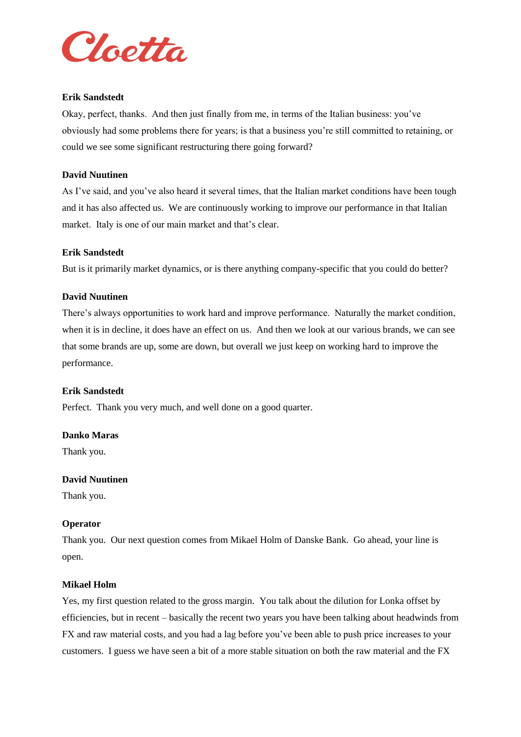**Erik Sandstedt**

Okay, perfect, thanks. And then just finally from me, in terms of the Italian business: you've obviously had some problems there for years; is that a business you're still committed to retaining, or could we see some significant restructuring there going forward?

**David Nuutinen**

As I've said, and you've also heard it several times, that the Italian market conditions have been tough and it has also affected us. We are continuously working to improve our performance in that Italian market. Italy is one of our main market and that's clear.

**Erik Sandstedt**

But is it primarily market dynamics, or is there anything company-specific that you could do better?

**David Nuutinen**

There's always opportunities to work hard and improve performance. Naturally the market condition, when it is in decline, it does have an effect on us. And then we look at our various brands, we can see that some brands are up, some are down, but overall we just keep on working hard to improve the performance.

**Erik Sandstedt**

Perfect. Thank you very much, and well done on a good quarter.

**Danko Maras**

Thank you.

**David Nuutinen**

Thank you.

**Operator**

Thank you. Our next question comes from Mikael Holm of Danske Bank. Go ahead, your line is open.

**Mikael Holm**

Yes, my first question related to the gross margin. You talk about the dilution for Lonka offset by efficiencies, but in recent – basically the recent two years you have been talking about headwinds from FX and raw material costs, and you had a lag before you've been able to push price increases to your customers. I guess we have seen a bit of a more stable situation on both the raw material and the FX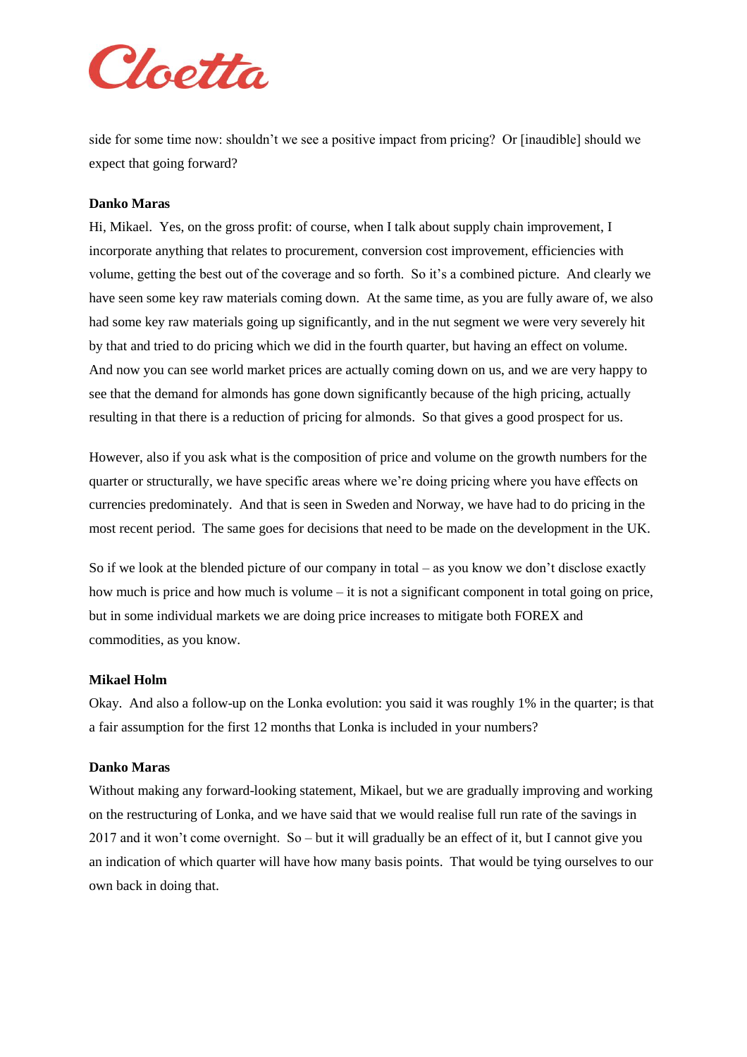side for some time now: shouldn't we see a positive impact from pricing? Or [inaudible] should we expect that going forward?

**Danko Maras**

Hi, Mikael. Yes, on the gross profit: of course, when I talk about supply chain improvement, I incorporate anything that relates to procurement, conversion cost improvement, efficiencies with volume, getting the best out of the coverage and so forth. So it's a combined picture. And clearly we have seen some key raw materials coming down. At the same time, as you are fully aware of, we also had some key raw materials going up significantly, and in the nut segment we were very severely hit by that and tried to do pricing which we did in the fourth quarter, but having an effect on volume. And now you can see world market prices are actually coming down on us, and we are very happy to see that the demand for almonds has gone down significantly because of the high pricing, actually resulting in that there is a reduction of pricing for almonds. So that gives a good prospect for us.

However, also if you ask what is the composition of price and volume on the growth numbers for the quarter or structurally, we have specific areas where we're doing pricing where you have effects on currencies predominately. And that is seen in Sweden and Norway, we have had to do pricing in the most recent period. The same goes for decisions that need to be made on the development in the UK.

So if we look at the blended picture of our company in total – as you know we don't disclose exactly how much is price and how much is volume – it is not a significant component in total going on price, but in some individual markets we are doing price increases to mitigate both FOREX and commodities, as you know.

**Mikael Holm**

Okay. And also a follow-up on the Lonka evolution: you said it was roughly 1% in the quarter; is that a fair assumption for the first 12 months that Lonka is included in your numbers?

**Danko Maras**

Without making any forward-looking statement, Mikael, but we are gradually improving and working on the restructuring of Lonka, and we have said that we would realise full run rate of the savings in 2017 and it won't come overnight. So – but it will gradually be an effect of it, but I cannot give you an indication of which quarter will have how many basis points. That would be tying ourselves to our own back in doing that.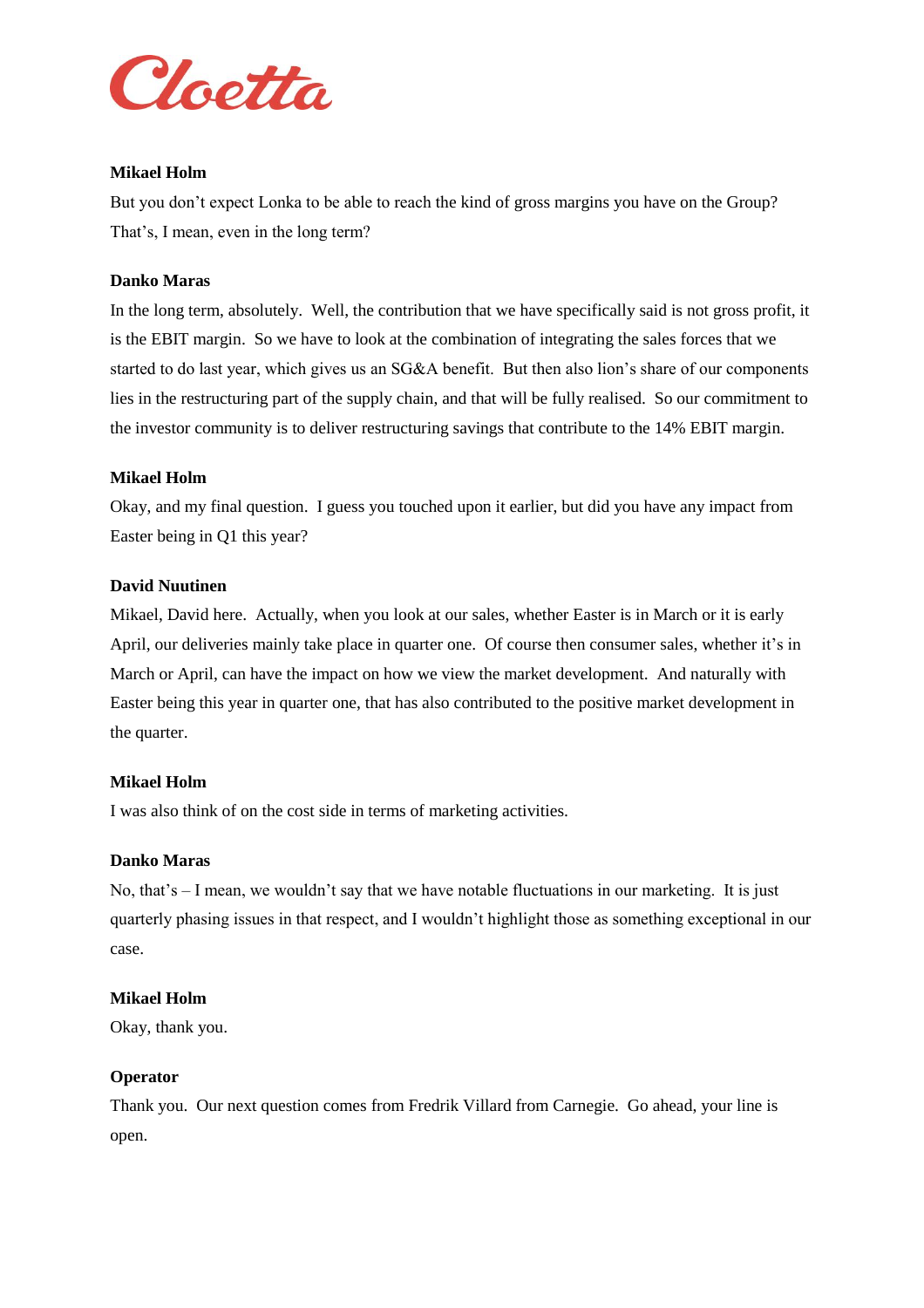**Mikael Holm**

But you don't expect Lonka to be able to reach the kind of gross margins you have on the Group? That's, I mean, even in the long term?

**Danko Maras**

In the long term, absolutely. Well, the contribution that we have specifically said is not gross profit, it is the EBIT margin. So we have to look at the combination of integrating the sales forces that we started to do last year, which gives us an SG&A benefit. But then also lion's share of our components lies in the restructuring part of the supply chain, and that will be fully realised. So our commitment to the investor community is to deliver restructuring savings that contribute to the 14% EBIT margin.

**Mikael Holm**

Okay, and my final question. I guess you touched upon it earlier, but did you have any impact from Easter being in Q1 this year?

**David Nuutinen**

Mikael, David here. Actually, when you look at our sales, whether Easter is in March or it is early April, our deliveries mainly take place in quarter one. Of course then consumer sales, whether it's in March or April, can have the impact on how we view the market development. And naturally with Easter being this year in quarter one, that has also contributed to the positive market development in the quarter.

**Mikael Holm**

I was also think of on the cost side in terms of marketing activities.

**Danko Maras**

No, that's – I mean, we wouldn't say that we have notable fluctuations in our marketing. It is just quarterly phasing issues in that respect, and I wouldn't highlight those as something exceptional in our case.

**Mikael Holm**

Okay, thank you.

**Operator**

Thank you. Our next question comes from Fredrik Villard from Carnegie. Go ahead, your line is open.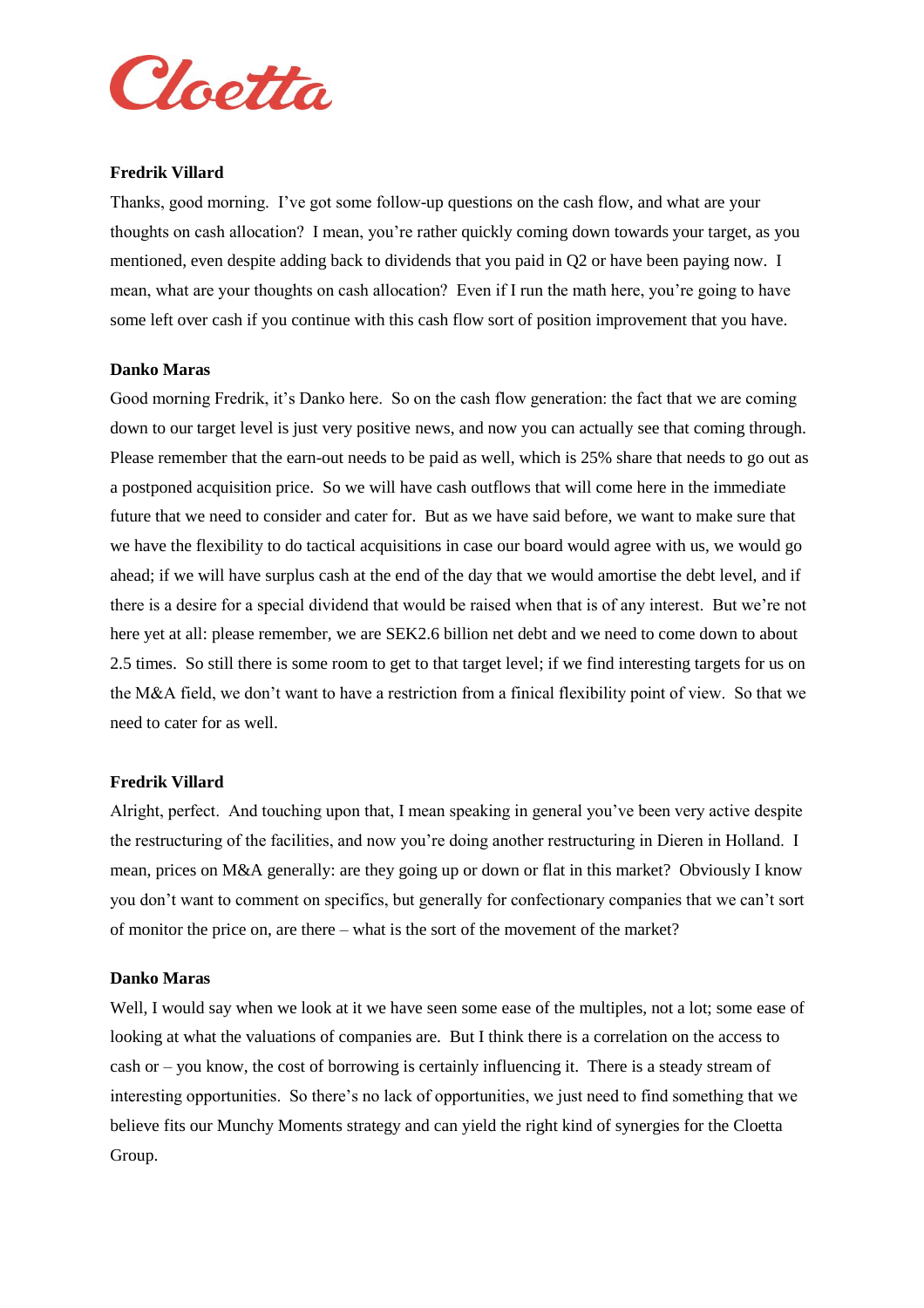**Fredrik Villard**

Thanks, good morning. I've got some follow-up questions on the cash flow, and what are your thoughts on cash allocation? I mean, you're rather quickly coming down towards your target, as you mentioned, even despite adding back to dividends that you paid in Q2 or have been paying now. I mean, what are your thoughts on cash allocation? Even if I run the math here, you're going to have some left over cash if you continue with this cash flow sort of position improvement that you have.

**Danko Maras**

Good morning Fredrik, it's Danko here. So on the cash flow generation: the fact that we are coming down to our target level is just very positive news, and now you can actually see that coming through. Please remember that the earn-out needs to be paid as well, which is 25% share that needs to go out as a postponed acquisition price. So we will have cash outflows that will come here in the immediate future that we need to consider and cater for. But as we have said before, we want to make sure that we have the flexibility to do tactical acquisitions in case our board would agree with us, we would go ahead; if we will have surplus cash at the end of the day that we would amortise the debt level, and if there is a desire for a special dividend that would be raised when that is of any interest. But we're not here yet at all: please remember, we are SEK2.6 billion net debt and we need to come down to about 2.5 times. So still there is some room to get to that target level; if we find interesting targets for us on the M&A field, we don't want to have a restriction from a finical flexibility point of view. So that we need to cater for as well.

**Fredrik Villard**

Alright, perfect. And touching upon that, I mean speaking in general you've been very active despite the restructuring of the facilities, and now you're doing another restructuring in Dieren in Holland. I mean, prices on M&A generally: are they going up or down or flat in this market? Obviously I know you don't want to comment on specifics, but generally for confectionary companies that we can't sort of monitor the price on, are there – what is the sort of the movement of the market?

**Danko Maras**

Well, I would say when we look at it we have seen some ease of the multiples, not a lot; some ease of looking at what the valuations of companies are. But I think there is a correlation on the access to cash or – you know, the cost of borrowing is certainly influencing it. There is a steady stream of interesting opportunities. So there's no lack of opportunities, we just need to find something that we believe fits our Munchy Moments strategy and can yield the right kind of synergies for the Cloetta Group.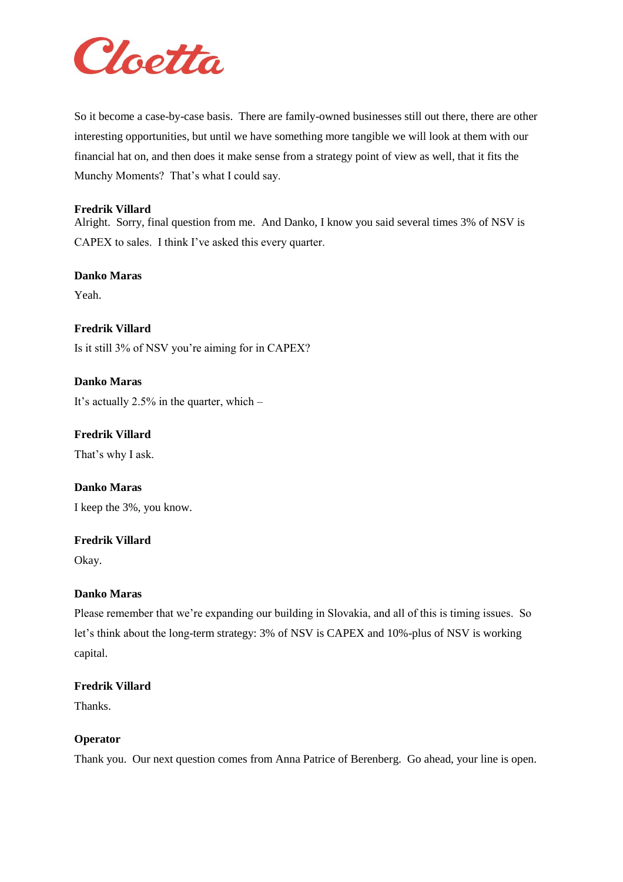So it become a case-by-case basis. There are family-owned businesses still out there, there are other interesting opportunities, but until we have something more tangible we will look at them with our financial hat on, and then does it make sense from a strategy point of view as well, that it fits the Munchy Moments? That's what I could say.

**Fredrik Villard**
Alright. Sorry, final question from me. And Danko, I know you said several times 3% of NSV is CAPEX to sales. I think I've asked this every quarter.

**Danko Maras**

Yeah.

**Fredrik Villard**

Is it still 3% of NSV you're aiming for in CAPEX?

**Danko Maras**

It's actually 2.5% in the quarter, which –

**Fredrik Villard**

That's why I ask.

**Danko Maras**

I keep the 3%, you know.

**Fredrik Villard**

Okay.

**Danko Maras**

Please remember that we're expanding our building in Slovakia, and all of this is timing issues. So let's think about the long-term strategy: 3% of NSV is CAPEX and 10%-plus of NSV is working capital.

**Fredrik Villard**

Thanks.

**Operator**

Thank you. Our next question comes from Anna Patrice of Berenberg. Go ahead, your line is open.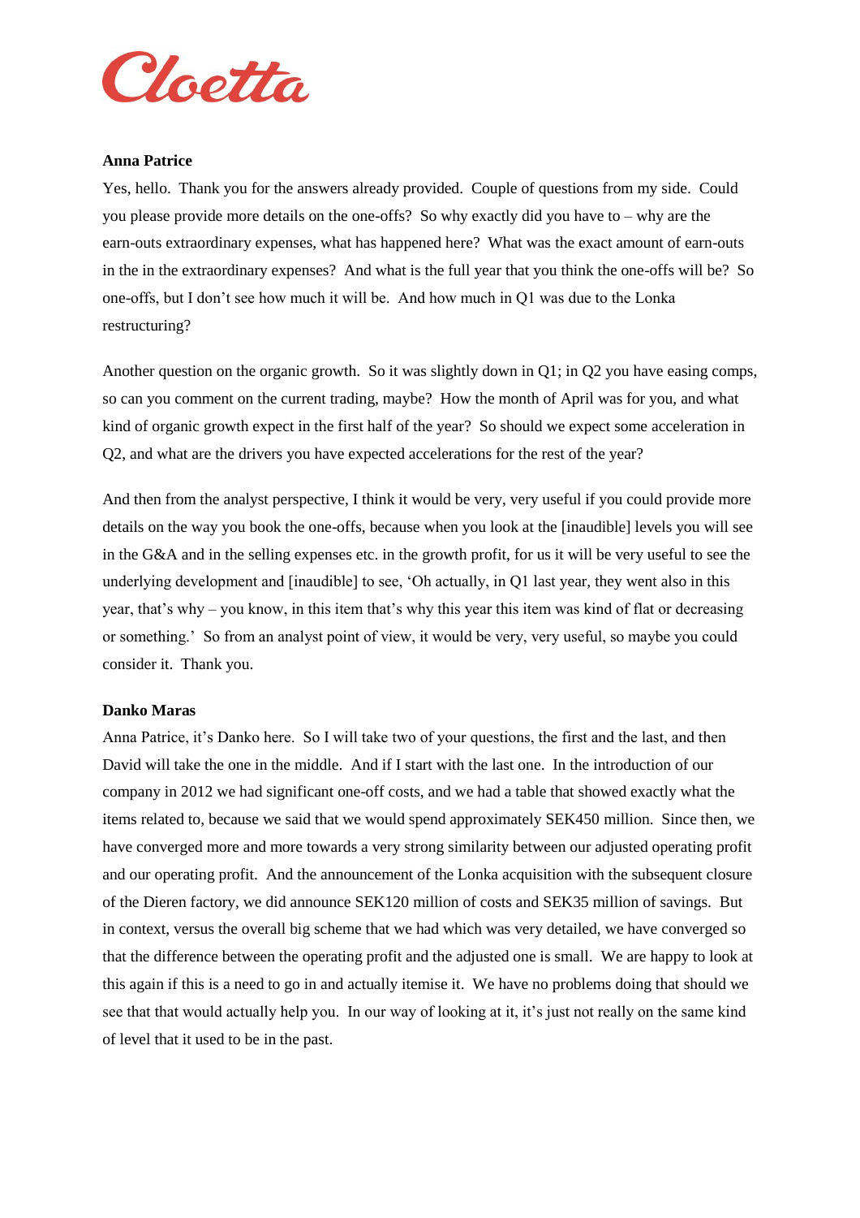**Anna Patrice**

Yes, hello. Thank you for the answers already provided. Couple of questions from my side. Could you please provide more details on the one-offs? So why exactly did you have to – why are the earn-outs extraordinary expenses, what has happened here? What was the exact amount of earn-outs in the in the extraordinary expenses? And what is the full year that you think the one-offs will be? So one-offs, but I don't see how much it will be. And how much in Q1 was due to the Lonka restructuring?

Another question on the organic growth. So it was slightly down in Q1; in Q2 you have easing comps, so can you comment on the current trading, maybe? How the month of April was for you, and what kind of organic growth expect in the first half of the year? So should we expect some acceleration in Q2, and what are the drivers you have expected accelerations for the rest of the year?

And then from the analyst perspective, I think it would be very, very useful if you could provide more details on the way you book the one-offs, because when you look at the [inaudible] levels you will see in the G&A and in the selling expenses etc. in the growth profit, for us it will be very useful to see the underlying development and [inaudible] to see, 'Oh actually, in Q1 last year, they went also in this year, that's why – you know, in this item that's why this year this item was kind of flat or decreasing or something.' So from an analyst point of view, it would be very, very useful, so maybe you could consider it. Thank you.

**Danko Maras**

Anna Patrice, it's Danko here. So I will take two of your questions, the first and the last, and then David will take the one in the middle. And if I start with the last one. In the introduction of our company in 2012 we had significant one-off costs, and we had a table that showed exactly what the items related to, because we said that we would spend approximately SEK450 million. Since then, we have converged more and more towards a very strong similarity between our adjusted operating profit and our operating profit. And the announcement of the Lonka acquisition with the subsequent closure of the Dieren factory, we did announce SEK120 million of costs and SEK35 million of savings. But in context, versus the overall big scheme that we had which was very detailed, we have converged so that the difference between the operating profit and the adjusted one is small. We are happy to look at this again if this is a need to go in and actually itemise it. We have no problems doing that should we see that that would actually help you. In our way of looking at it, it's just not really on the same kind of level that it used to be in the past.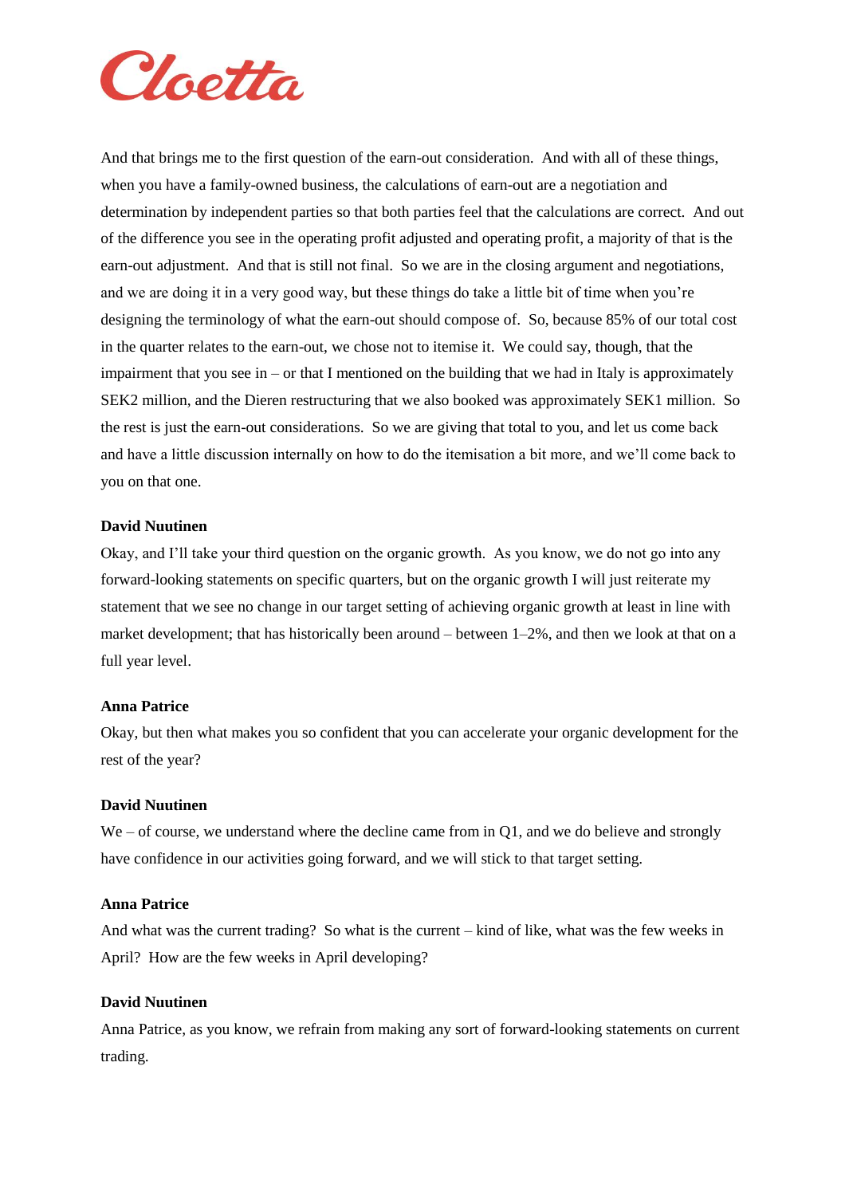And that brings me to the first question of the earn-out consideration. And with all of these things, when you have a family-owned business, the calculations of earn-out are a negotiation and determination by independent parties so that both parties feel that the calculations are correct. And out of the difference you see in the operating profit adjusted and operating profit, a majority of that is the earn-out adjustment. And that is still not final. So we are in the closing argument and negotiations, and we are doing it in a very good way, but these things do take a little bit of time when you're designing the terminology of what the earn-out should compose of. So, because 85% of our total cost in the quarter relates to the earn-out, we chose not to itemise it. We could say, though, that the impairment that you see in – or that I mentioned on the building that we had in Italy is approximately SEK2 million, and the Dieren restructuring that we also booked was approximately SEK1 million. So the rest is just the earn-out considerations. So we are giving that total to you, and let us come back and have a little discussion internally on how to do the itemisation a bit more, and we'll come back to you on that one.

**David Nuutinen**

Okay, and I'll take your third question on the organic growth. As you know, we do not go into any forward-looking statements on specific quarters, but on the organic growth I will just reiterate my statement that we see no change in our target setting of achieving organic growth at least in line with market development; that has historically been around – between 1–2%, and then we look at that on a full year level.

**Anna Patrice**

Okay, but then what makes you so confident that you can accelerate your organic development for the rest of the year?

**David Nuutinen**

We – of course, we understand where the decline came from in Q1, and we do believe and strongly have confidence in our activities going forward, and we will stick to that target setting.

**Anna Patrice**

And what was the current trading? So what is the current – kind of like, what was the few weeks in April? How are the few weeks in April developing?

**David Nuutinen**

Anna Patrice, as you know, we refrain from making any sort of forward-looking statements on current trading.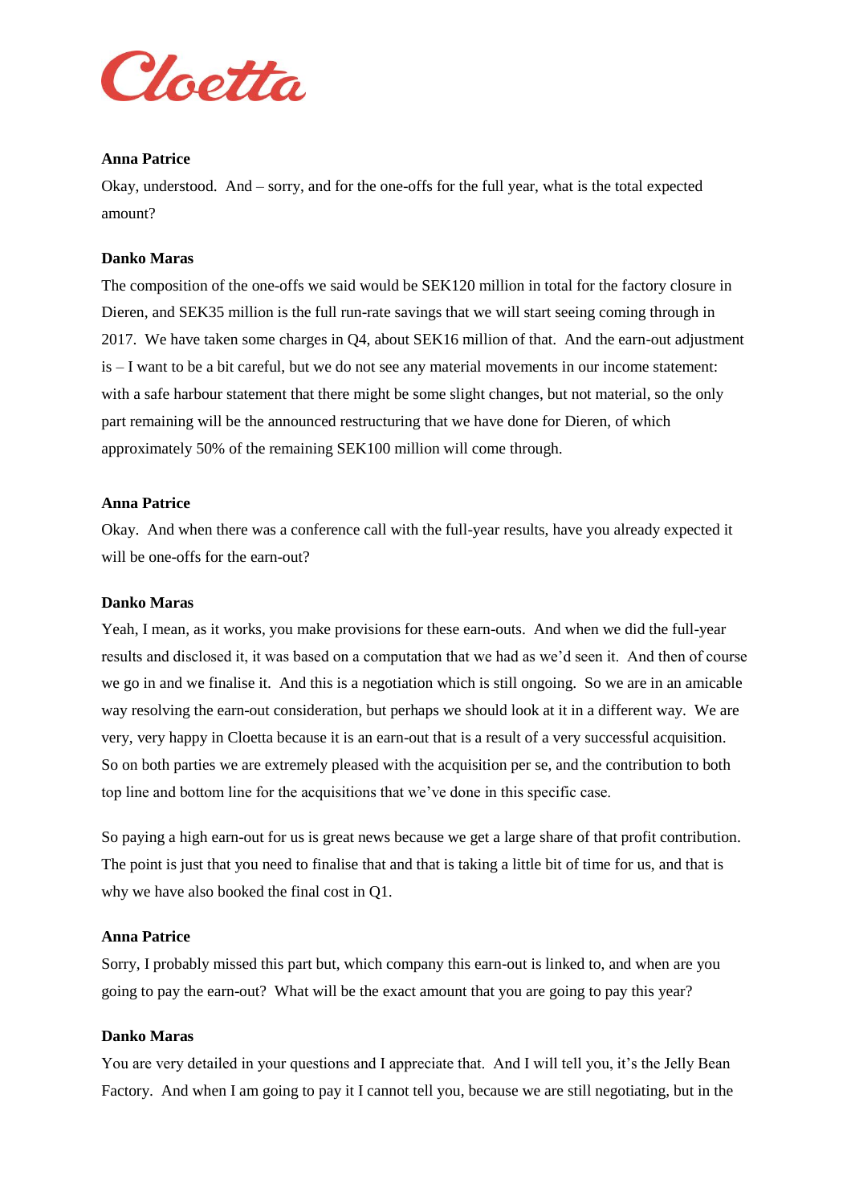**Anna Patrice**

Okay, understood. And – sorry, and for the one-offs for the full year, what is the total expected amount?

**Danko Maras**

The composition of the one-offs we said would be SEK120 million in total for the factory closure in Dieren, and SEK35 million is the full run-rate savings that we will start seeing coming through in 2017. We have taken some charges in Q4, about SEK16 million of that. And the earn-out adjustment is – I want to be a bit careful, but we do not see any material movements in our income statement: with a safe harbour statement that there might be some slight changes, but not material, so the only part remaining will be the announced restructuring that we have done for Dieren, of which approximately 50% of the remaining SEK100 million will come through.

**Anna Patrice**

Okay. And when there was a conference call with the full-year results, have you already expected it will be one-offs for the earn-out?

**Danko Maras**

Yeah, I mean, as it works, you make provisions for these earn-outs. And when we did the full-year results and disclosed it, it was based on a computation that we had as we'd seen it. And then of course we go in and we finalise it. And this is a negotiation which is still ongoing. So we are in an amicable way resolving the earn-out consideration, but perhaps we should look at it in a different way. We are very, very happy in Cloetta because it is an earn-out that is a result of a very successful acquisition. So on both parties we are extremely pleased with the acquisition per se, and the contribution to both top line and bottom line for the acquisitions that we've done in this specific case.

So paying a high earn-out for us is great news because we get a large share of that profit contribution. The point is just that you need to finalise that and that is taking a little bit of time for us, and that is why we have also booked the final cost in Q1.

**Anna Patrice**

Sorry, I probably missed this part but, which company this earn-out is linked to, and when are you going to pay the earn-out? What will be the exact amount that you are going to pay this year?

**Danko Maras**

You are very detailed in your questions and I appreciate that. And I will tell you, it's the Jelly Bean Factory. And when I am going to pay it I cannot tell you, because we are still negotiating, but in the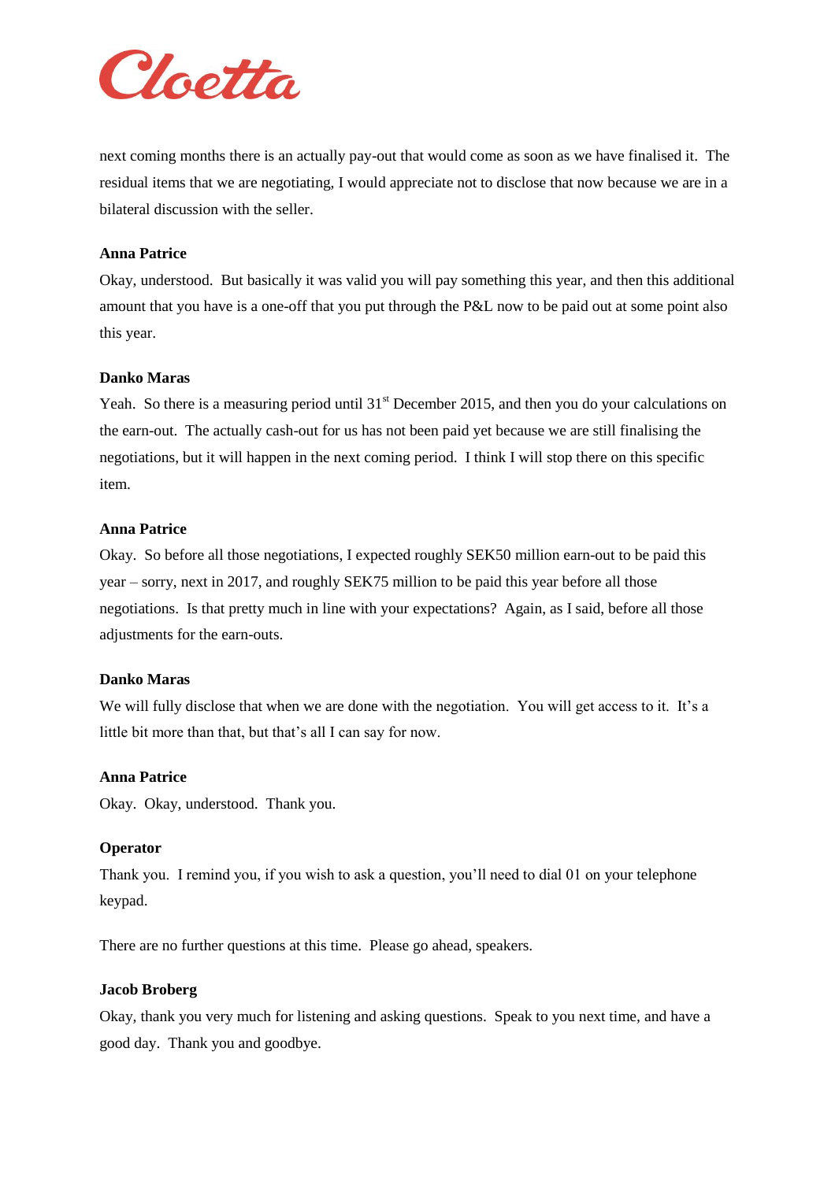next coming months there is an actually pay-out that would come as soon as we have finalised it. The residual items that we are negotiating, I would appreciate not to disclose that now because we are in a bilateral discussion with the seller.

**Anna Patrice**

Okay, understood. But basically it was valid you will pay something this year, and then this additional amount that you have is a one-off that you put through the P&L now to be paid out at some point also this year.

**Danko Maras**

Yeah. So there is a measuring period until 31st December 2015, and then you do your calculations on the earn-out. The actually cash-out for us has not been paid yet because we are still finalising the negotiations, but it will happen in the next coming period. I think I will stop there on this specific item.

**Anna Patrice**

Okay. So before all those negotiations, I expected roughly SEK50 million earn-out to be paid this year – sorry, next in 2017, and roughly SEK75 million to be paid this year before all those negotiations. Is that pretty much in line with your expectations? Again, as I said, before all those adjustments for the earn-outs.

**Danko Maras**

We will fully disclose that when we are done with the negotiation. You will get access to it. It's a little bit more than that, but that's all I can say for now.

**Anna Patrice**

Okay. Okay, understood. Thank you.

**Operator**

Thank you. I remind you, if you wish to ask a question, you'll need to dial 01 on your telephone keypad.

There are no further questions at this time. Please go ahead, speakers.

**Jacob Broberg**

Okay, thank you very much for listening and asking questions. Speak to you next time, and have a good day. Thank you and goodbye.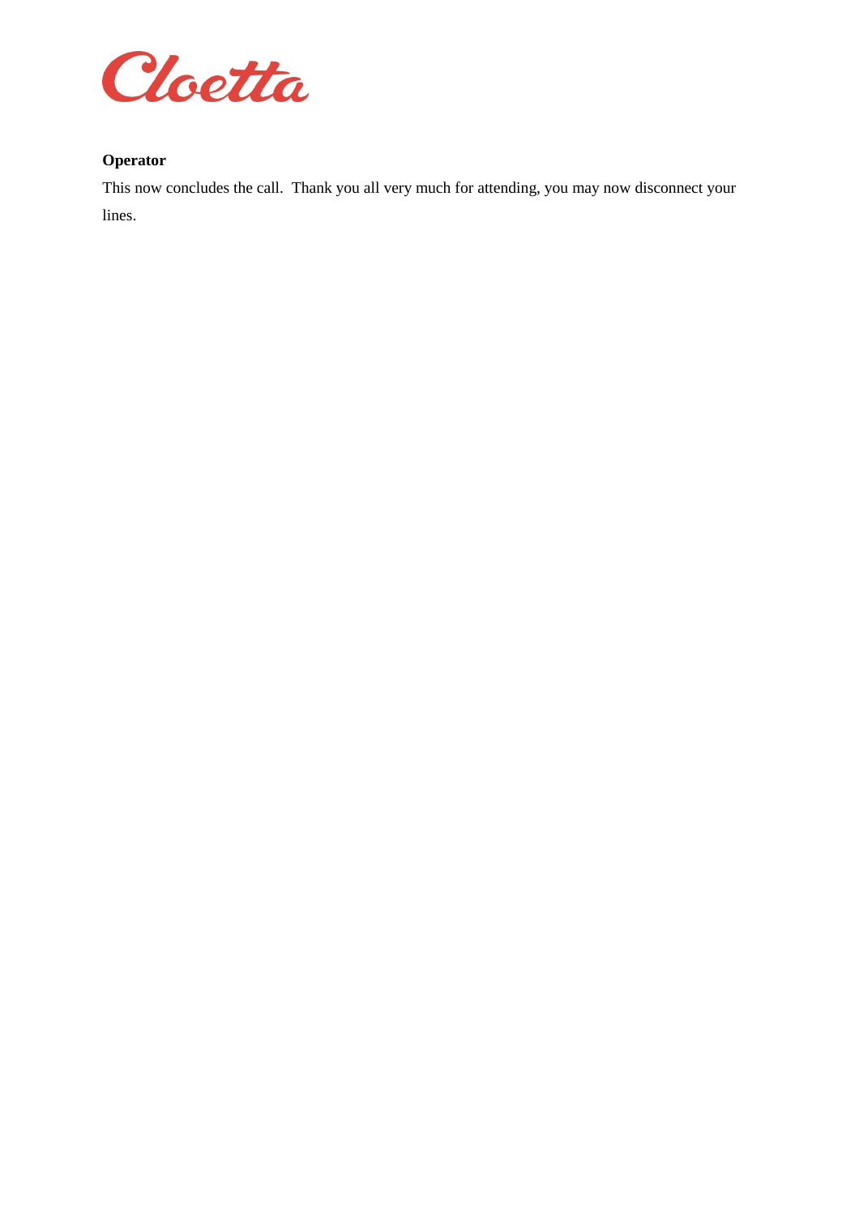**Operator**

This now concludes the call. Thank you all very much for attending, you may now disconnect your lines.